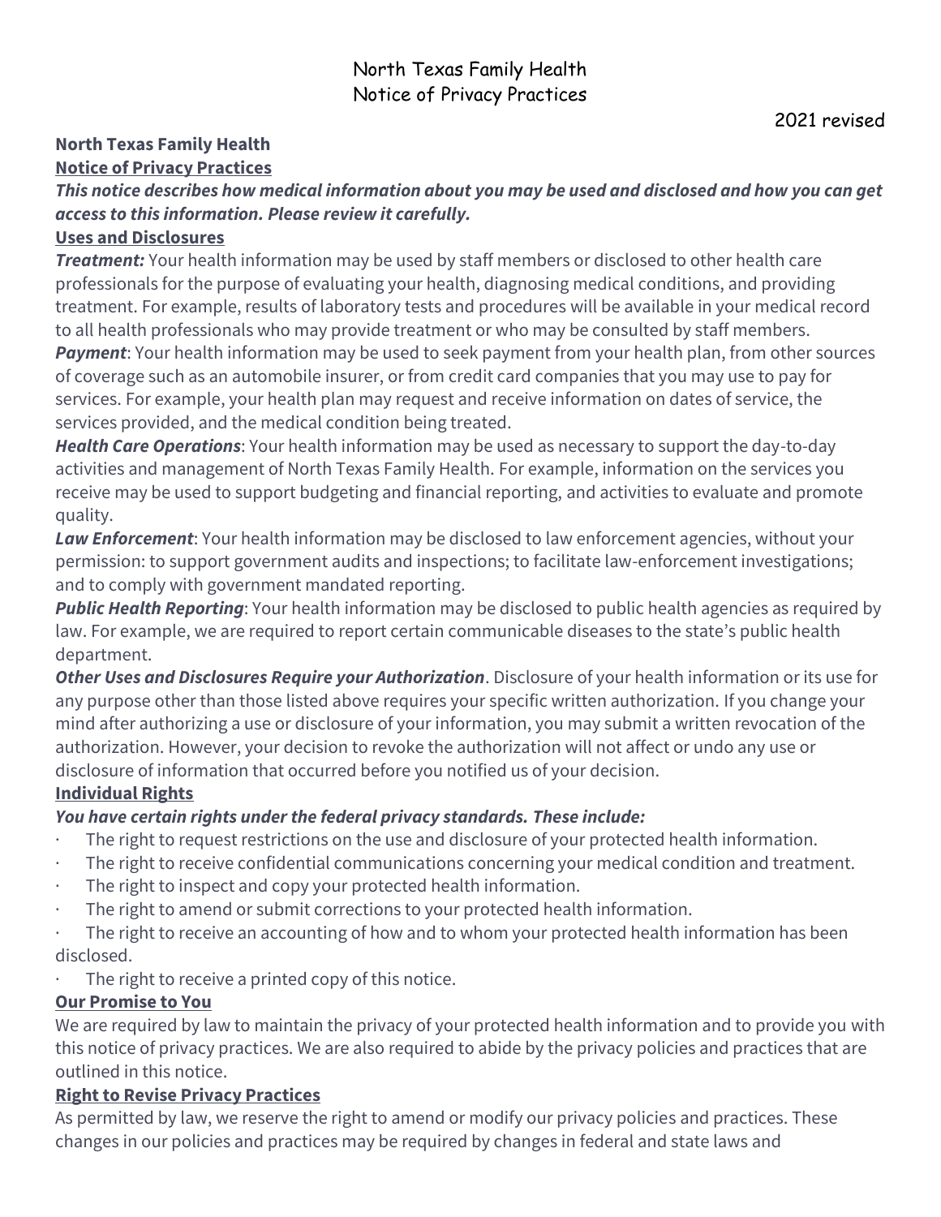# North Texas Family Health
# Notice of Privacy Practices

2021 revised

**North Texas Family Health**

**Notice of Privacy Practices**

***This notice describes how medical information about you may be used and disclosed and how you can get access to this information. Please review it carefully.***

## Uses and Disclosures

***Treatment:*** Your health information may be used by staff members or disclosed to other health care professionals for the purpose of evaluating your health, diagnosing medical conditions, and providing treatment. For example, results of laboratory tests and procedures will be available in your medical record to all health professionals who may provide treatment or who may be consulted by staff members.

***Payment***: Your health information may be used to seek payment from your health plan, from other sources of coverage such as an automobile insurer, or from credit card companies that you may use to pay for services. For example, your health plan may request and receive information on dates of service, the services provided, and the medical condition being treated.

***Health Care Operations***: Your health information may be used as necessary to support the day-to-day activities and management of North Texas Family Health. For example, information on the services you receive may be used to support budgeting and financial reporting, and activities to evaluate and promote quality.

***Law Enforcement***: Your health information may be disclosed to law enforcement agencies, without your permission: to support government audits and inspections; to facilitate law-enforcement investigations; and to comply with government mandated reporting.

***Public Health Reporting***: Your health information may be disclosed to public health agencies as required by law. For example, we are required to report certain communicable diseases to the state's public health department.

***Other Uses and Disclosures Require your Authorization***. Disclosure of your health information or its use for any purpose other than those listed above requires your specific written authorization. If you change your mind after authorizing a use or disclosure of your information, you may submit a written revocation of the authorization. However, your decision to revoke the authorization will not affect or undo any use or disclosure of information that occurred before you notified us of your decision.

## Individual Rights

***You have certain rights under the federal privacy standards. These include:***

- The right to request restrictions on the use and disclosure of your protected health information.
- The right to receive confidential communications concerning your medical condition and treatment.
- The right to inspect and copy your protected health information.
- The right to amend or submit corrections to your protected health information.
- The right to receive an accounting of how and to whom your protected health information has been disclosed.
- The right to receive a printed copy of this notice.

## Our Promise to You

We are required by law to maintain the privacy of your protected health information and to provide you with this notice of privacy practices. We are also required to abide by the privacy policies and practices that are outlined in this notice.

## Right to Revise Privacy Practices

As permitted by law, we reserve the right to amend or modify our privacy policies and practices. These changes in our policies and practices may be required by changes in federal and state laws and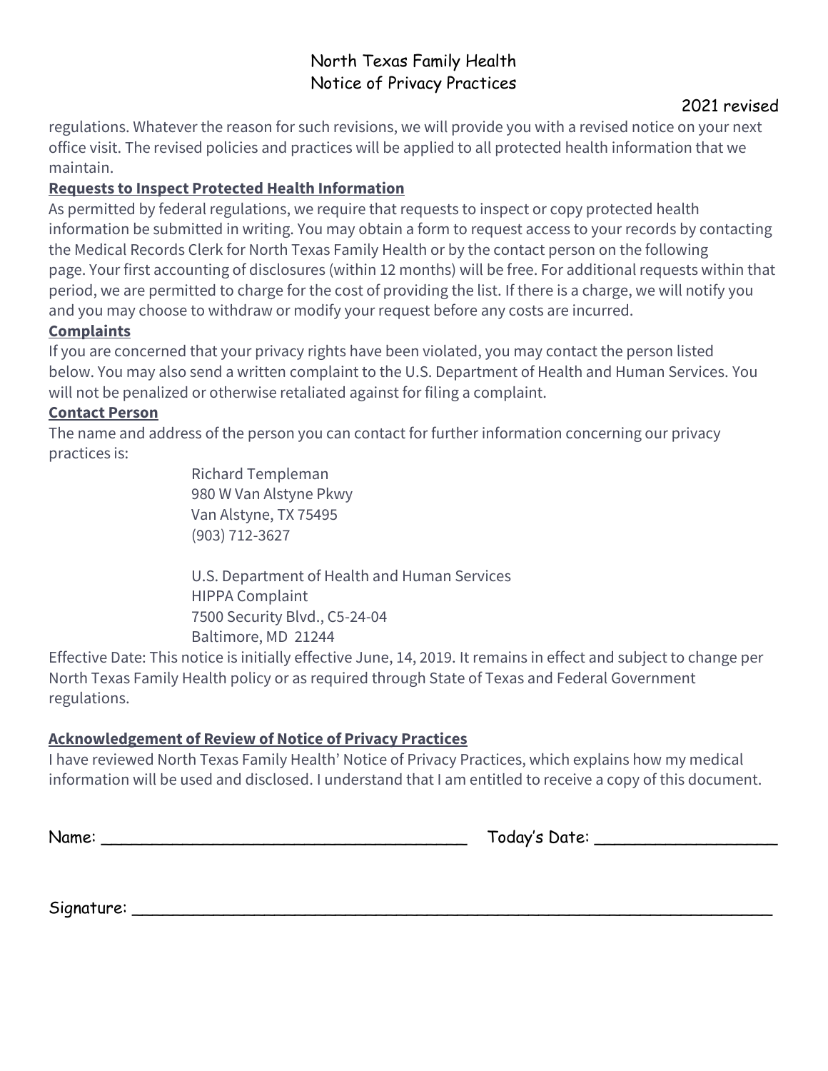regulations. Whatever the reason for such revisions, we will provide you with a revised notice on your next office visit. The revised policies and practices will be applied to all protected health information that we maintain.

**Requests to Inspect Protected Health Information**

As permitted by federal regulations, we require that requests to inspect or copy protected health information be submitted in writing. You may obtain a form to request access to your records by contacting the Medical Records Clerk for North Texas Family Health or by the contact person on the following page. Your first accounting of disclosures (within 12 months) will be free. For additional requests within that period, we are permitted to charge for the cost of providing the list. If there is a charge, we will notify you and you may choose to withdraw or modify your request before any costs are incurred.

**Complaints**

If you are concerned that your privacy rights have been violated, you may contact the person listed below. You may also send a written complaint to the U.S. Department of Health and Human Services. You will not be penalized or otherwise retaliated against for filing a complaint.

**Contact Person**

The name and address of the person you can contact for further information concerning our privacy practices is:

Richard Templeman
980 W Van Alstyne Pkwy
Van Alstyne, TX 75495
(903) 712-3627

U.S. Department of Health and Human Services
HIPPA Complaint
7500 Security Blvd., C5-24-04
Baltimore, MD 21244

Effective Date: This notice is initially effective June, 14, 2019. It remains in effect and subject to change per North Texas Family Health policy or as required through State of Texas and Federal Government regulations.

**Acknowledgement of Review of Notice of Privacy Practices**

I have reviewed North Texas Family Health' Notice of Privacy Practices, which explains how my medical information will be used and disclosed. I understand that I am entitled to receive a copy of this document.

Name: ________________________________________ Today's Date: ____________________

Signature: ______________________________________________________________________